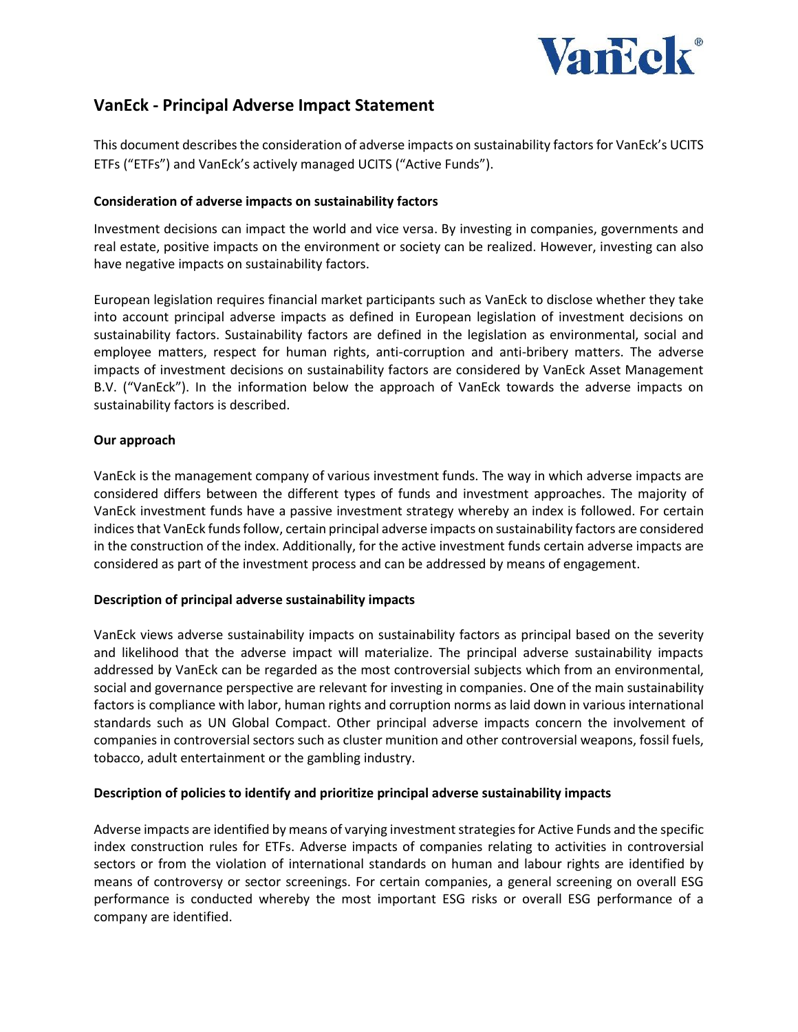# VanEck - Principal Adverse Impact Statement

This document describes the consideration of adverse impacts on sustainability factors for VanEck's UCITS ETFs ("ETFs") and VanEck's actively managed UCITS ("Active Funds").

## Consideration of adverse impacts on sustainability factors

Investment decisions can impact the world and vice versa. By investing in companies, governments and real estate, positive impacts on the environment or society can be realized. However, investing can also have negative impacts on sustainability factors.

European legislation requires financial market participants such as VanEck to disclose whether they take into account principal adverse impacts as defined in European legislation of investment decisions on sustainability factors. Sustainability factors are defined in the legislation as environmental, social and employee matters, respect for human rights, anti-corruption and anti-bribery matters. The adverse impacts of investment decisions on sustainability factors are considered by VanEck Asset Management B.V. ("VanEck"). In the information below the approach of VanEck towards the adverse impacts on sustainability factors is described.

## Our approach

VanEck is the management company of various investment funds. The way in which adverse impacts are considered differs between the different types of funds and investment approaches. The majority of VanEck investment funds have a passive investment strategy whereby an index is followed. For certain indices that VanEck funds follow, certain principal adverse impacts on sustainability factors are considered in the construction of the index. Additionally, for the active investment funds certain adverse impacts are considered as part of the investment process and can be addressed by means of engagement.

## Description of principal adverse sustainability impacts

VanEck views adverse sustainability impacts on sustainability factors as principal based on the severity and likelihood that the adverse impact will materialize. The principal adverse sustainability impacts addressed by VanEck can be regarded as the most controversial subjects which from an environmental, social and governance perspective are relevant for investing in companies. One of the main sustainability factors is compliance with labor, human rights and corruption norms as laid down in various international standards such as UN Global Compact. Other principal adverse impacts concern the involvement of companies in controversial sectors such as cluster munition and other controversial weapons, fossil fuels, tobacco, adult entertainment or the gambling industry.

## Description of policies to identify and prioritize principal adverse sustainability impacts

Adverse impacts are identified by means of varying investment strategies for Active Funds and the specific index construction rules for ETFs. Adverse impacts of companies relating to activities in controversial sectors or from the violation of international standards on human and labour rights are identified by means of controversy or sector screenings. For certain companies, a general screening on overall ESG performance is conducted whereby the most important ESG risks or overall ESG performance of a company are identified.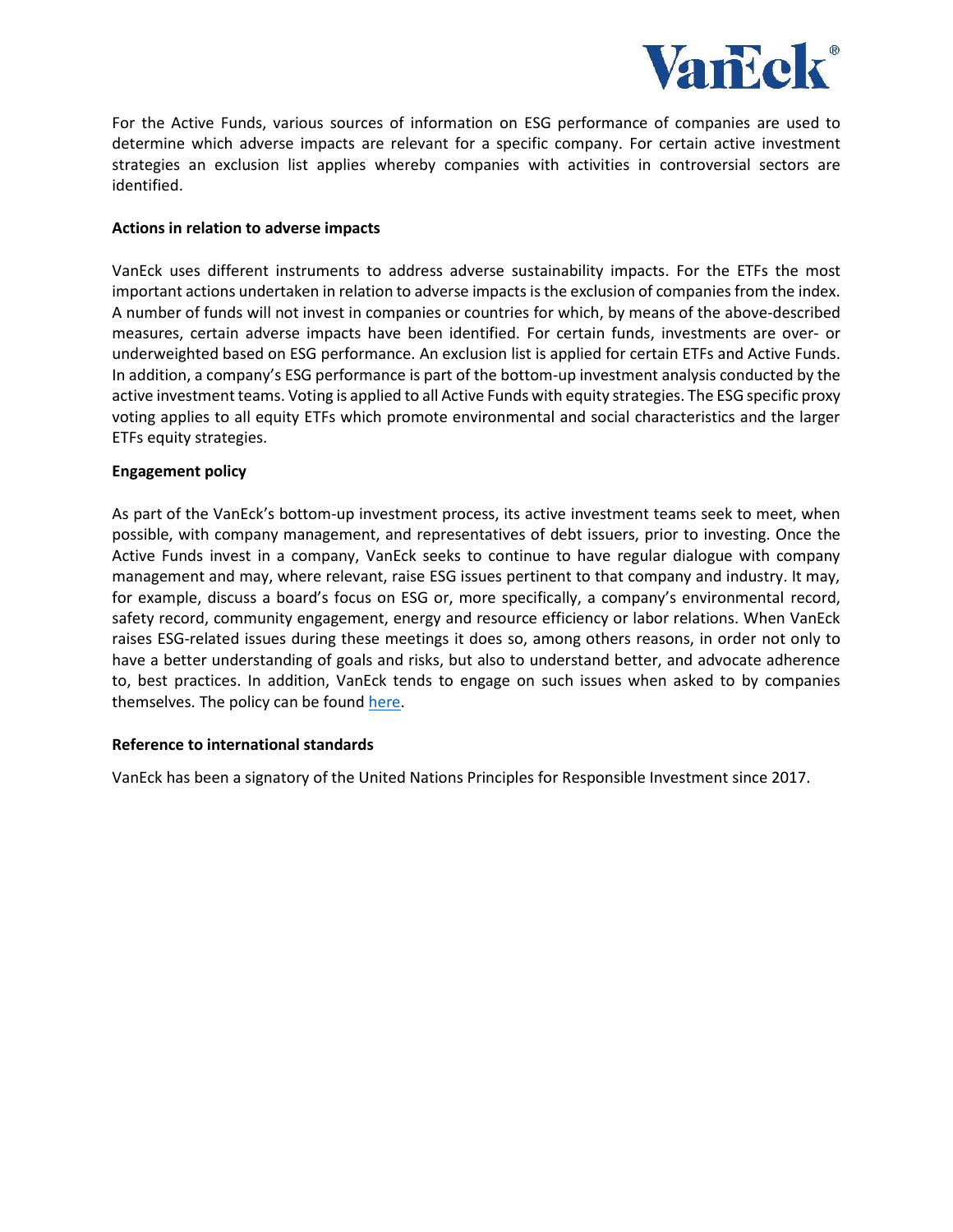For the Active Funds, various sources of information on ESG performance of companies are used to determine which adverse impacts are relevant for a specific company. For certain active investment strategies an exclusion list applies whereby companies with activities in controversial sectors are identified.

**Actions in relation to adverse impacts**

VanEck uses different instruments to address adverse sustainability impacts. For the ETFs the most important actions undertaken in relation to adverse impacts is the exclusion of companies from the index. A number of funds will not invest in companies or countries for which, by means of the above-described measures, certain adverse impacts have been identified. For certain funds, investments are over- or underweighted based on ESG performance. An exclusion list is applied for certain ETFs and Active Funds. In addition, a company's ESG performance is part of the bottom-up investment analysis conducted by the active investment teams. Voting is applied to all Active Funds with equity strategies. The ESG specific proxy voting applies to all equity ETFs which promote environmental and social characteristics and the larger ETFs equity strategies.

**Engagement policy**

As part of the VanEck's bottom-up investment process, its active investment teams seek to meet, when possible, with company management, and representatives of debt issuers, prior to investing. Once the Active Funds invest in a company, VanEck seeks to continue to have regular dialogue with company management and may, where relevant, raise ESG issues pertinent to that company and industry. It may, for example, discuss a board's focus on ESG or, more specifically, a company's environmental record, safety record, community engagement, energy and resource efficiency or labor relations. When VanEck raises ESG-related issues during these meetings it does so, among others reasons, in order not only to have a better understanding of goals and risks, but also to understand better, and advocate adherence to, best practices. In addition, VanEck tends to engage on such issues when asked to by companies themselves. The policy can be found here.

**Reference to international standards**

VanEck has been a signatory of the United Nations Principles for Responsible Investment since 2017.